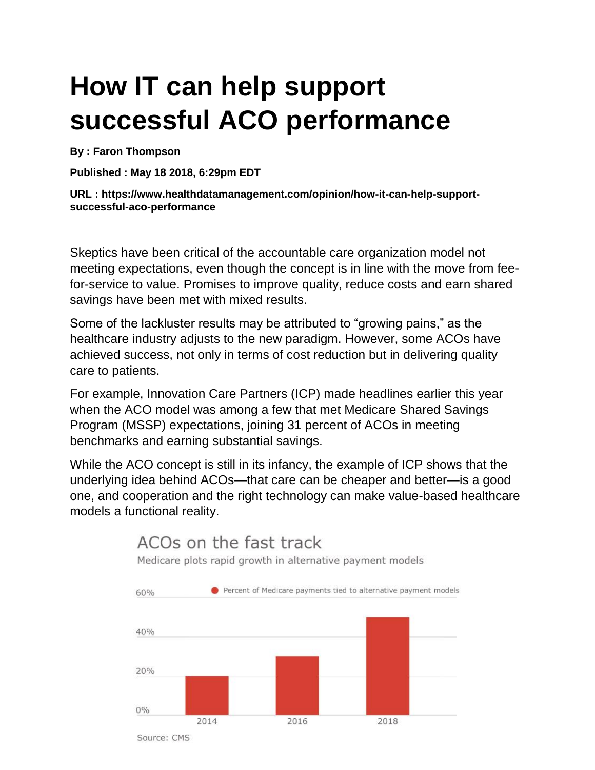# How IT can help support successful ACO performance

**By : Faron Thompson**

**Published : May 18 2018, 6:29pm EDT**

**URL : https://www.healthdatamanagement.com/opinion/how-it-can-help-support-successful-aco-performance**

Skeptics have been critical of the accountable care organization model not meeting expectations, even though the concept is in line with the move from fee-for-service to value. Promises to improve quality, reduce costs and earn shared savings have been met with mixed results.

Some of the lackluster results may be attributed to "growing pains," as the healthcare industry adjusts to the new paradigm. However, some ACOs have achieved success, not only in terms of cost reduction but in delivering quality care to patients.

For example, Innovation Care Partners (ICP) made headlines earlier this year when the ACO model was among a few that met Medicare Shared Savings Program (MSSP) expectations, joining 31 percent of ACOs in meeting benchmarks and earning substantial savings.

While the ACO concept is still in its infancy, the example of ICP shows that the underlying idea behind ACOs—that care can be cheaper and better—is a good one, and cooperation and the right technology can make value-based healthcare models a functional reality.

ACOs on the fast track

Medicare plots rapid growth in alternative payment models

Percent of Medicare payments tied to alternative payment models

Source: CMS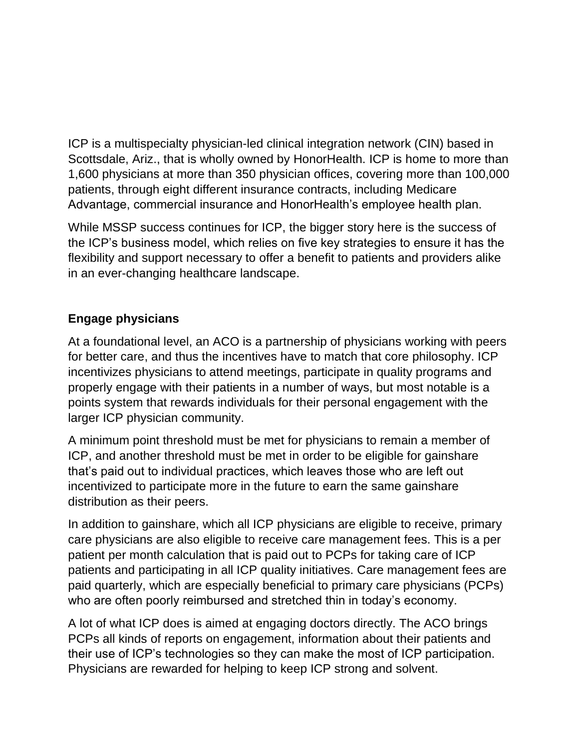ICP is a multispecialty physician-led clinical integration network (CIN) based in Scottsdale, Ariz., that is wholly owned by HonorHealth. ICP is home to more than 1,600 physicians at more than 350 physician offices, covering more than 100,000 patients, through eight different insurance contracts, including Medicare Advantage, commercial insurance and HonorHealth's employee health plan.

While MSSP success continues for ICP, the bigger story here is the success of the ICP's business model, which relies on five key strategies to ensure it has the flexibility and support necessary to offer a benefit to patients and providers alike in an ever-changing healthcare landscape.

## Engage physicians

At a foundational level, an ACO is a partnership of physicians working with peers for better care, and thus the incentives have to match that core philosophy. ICP incentivizes physicians to attend meetings, participate in quality programs and properly engage with their patients in a number of ways, but most notable is a points system that rewards individuals for their personal engagement with the larger ICP physician community.

A minimum point threshold must be met for physicians to remain a member of ICP, and another threshold must be met in order to be eligible for gainshare that's paid out to individual practices, which leaves those who are left out incentivized to participate more in the future to earn the same gainshare distribution as their peers.

In addition to gainshare, which all ICP physicians are eligible to receive, primary care physicians are also eligible to receive care management fees. This is a per patient per month calculation that is paid out to PCPs for taking care of ICP patients and participating in all ICP quality initiatives. Care management fees are paid quarterly, which are especially beneficial to primary care physicians (PCPs) who are often poorly reimbursed and stretched thin in today's economy.

A lot of what ICP does is aimed at engaging doctors directly. The ACO brings PCPs all kinds of reports on engagement, information about their patients and their use of ICP's technologies so they can make the most of ICP participation. Physicians are rewarded for helping to keep ICP strong and solvent.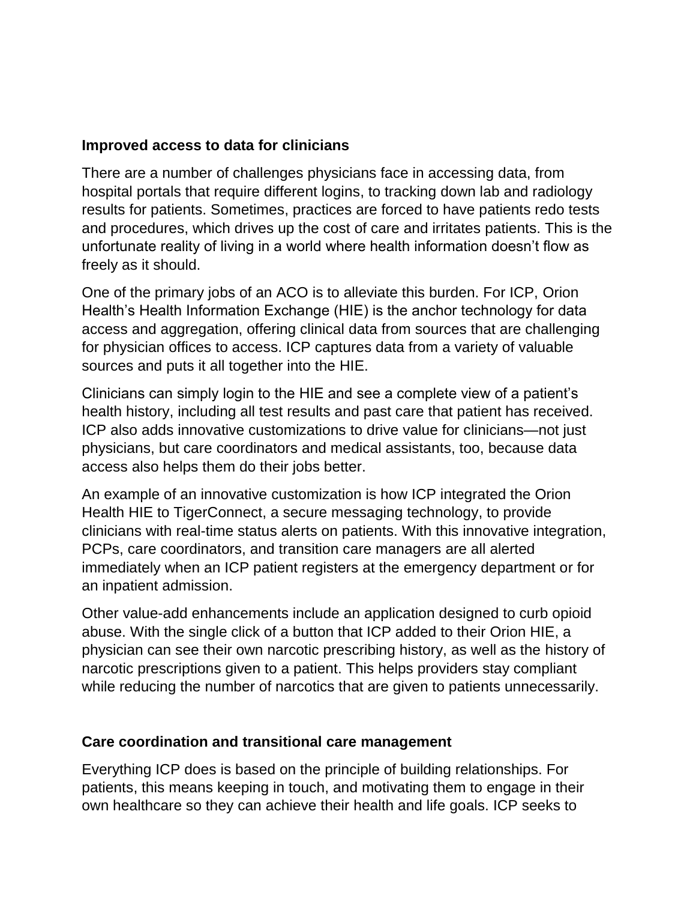## Improved access to data for clinicians

There are a number of challenges physicians face in accessing data, from hospital portals that require different logins, to tracking down lab and radiology results for patients. Sometimes, practices are forced to have patients redo tests and procedures, which drives up the cost of care and irritates patients. This is the unfortunate reality of living in a world where health information doesn't flow as freely as it should.

One of the primary jobs of an ACO is to alleviate this burden. For ICP, Orion Health's Health Information Exchange (HIE) is the anchor technology for data access and aggregation, offering clinical data from sources that are challenging for physician offices to access. ICP captures data from a variety of valuable sources and puts it all together into the HIE.

Clinicians can simply login to the HIE and see a complete view of a patient's health history, including all test results and past care that patient has received. ICP also adds innovative customizations to drive value for clinicians—not just physicians, but care coordinators and medical assistants, too, because data access also helps them do their jobs better.

An example of an innovative customization is how ICP integrated the Orion Health HIE to TigerConnect, a secure messaging technology, to provide clinicians with real-time status alerts on patients. With this innovative integration, PCPs, care coordinators, and transition care managers are all alerted immediately when an ICP patient registers at the emergency department or for an inpatient admission.

Other value-add enhancements include an application designed to curb opioid abuse. With the single click of a button that ICP added to their Orion HIE, a physician can see their own narcotic prescribing history, as well as the history of narcotic prescriptions given to a patient. This helps providers stay compliant while reducing the number of narcotics that are given to patients unnecessarily.

## Care coordination and transitional care management

Everything ICP does is based on the principle of building relationships. For patients, this means keeping in touch, and motivating them to engage in their own healthcare so they can achieve their health and life goals. ICP seeks to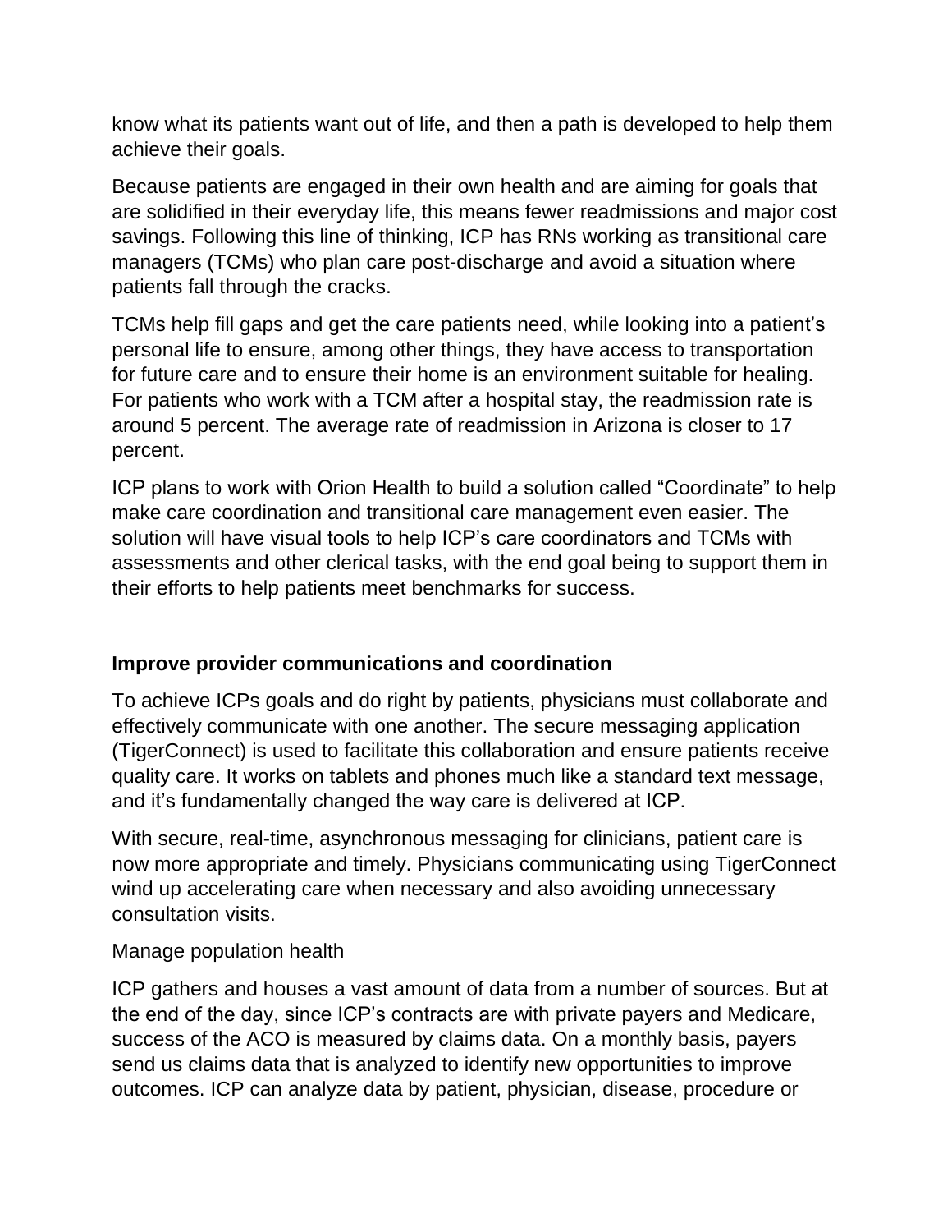know what its patients want out of life, and then a path is developed to help them achieve their goals.

Because patients are engaged in their own health and are aiming for goals that are solidified in their everyday life, this means fewer readmissions and major cost savings. Following this line of thinking, ICP has RNs working as transitional care managers (TCMs) who plan care post-discharge and avoid a situation where patients fall through the cracks.

TCMs help fill gaps and get the care patients need, while looking into a patient's personal life to ensure, among other things, they have access to transportation for future care and to ensure their home is an environment suitable for healing. For patients who work with a TCM after a hospital stay, the readmission rate is around 5 percent. The average rate of readmission in Arizona is closer to 17 percent.

ICP plans to work with Orion Health to build a solution called "Coordinate" to help make care coordination and transitional care management even easier. The solution will have visual tools to help ICP's care coordinators and TCMs with assessments and other clerical tasks, with the end goal being to support them in their efforts to help patients meet benchmarks for success.

## Improve provider communications and coordination

To achieve ICPs goals and do right by patients, physicians must collaborate and effectively communicate with one another. The secure messaging application (TigerConnect) is used to facilitate this collaboration and ensure patients receive quality care. It works on tablets and phones much like a standard text message, and it's fundamentally changed the way care is delivered at ICP.

With secure, real-time, asynchronous messaging for clinicians, patient care is now more appropriate and timely. Physicians communicating using TigerConnect wind up accelerating care when necessary and also avoiding unnecessary consultation visits.

Manage population health

ICP gathers and houses a vast amount of data from a number of sources. But at the end of the day, since ICP's contracts are with private payers and Medicare, success of the ACO is measured by claims data. On a monthly basis, payers send us claims data that is analyzed to identify new opportunities to improve outcomes. ICP can analyze data by patient, physician, disease, procedure or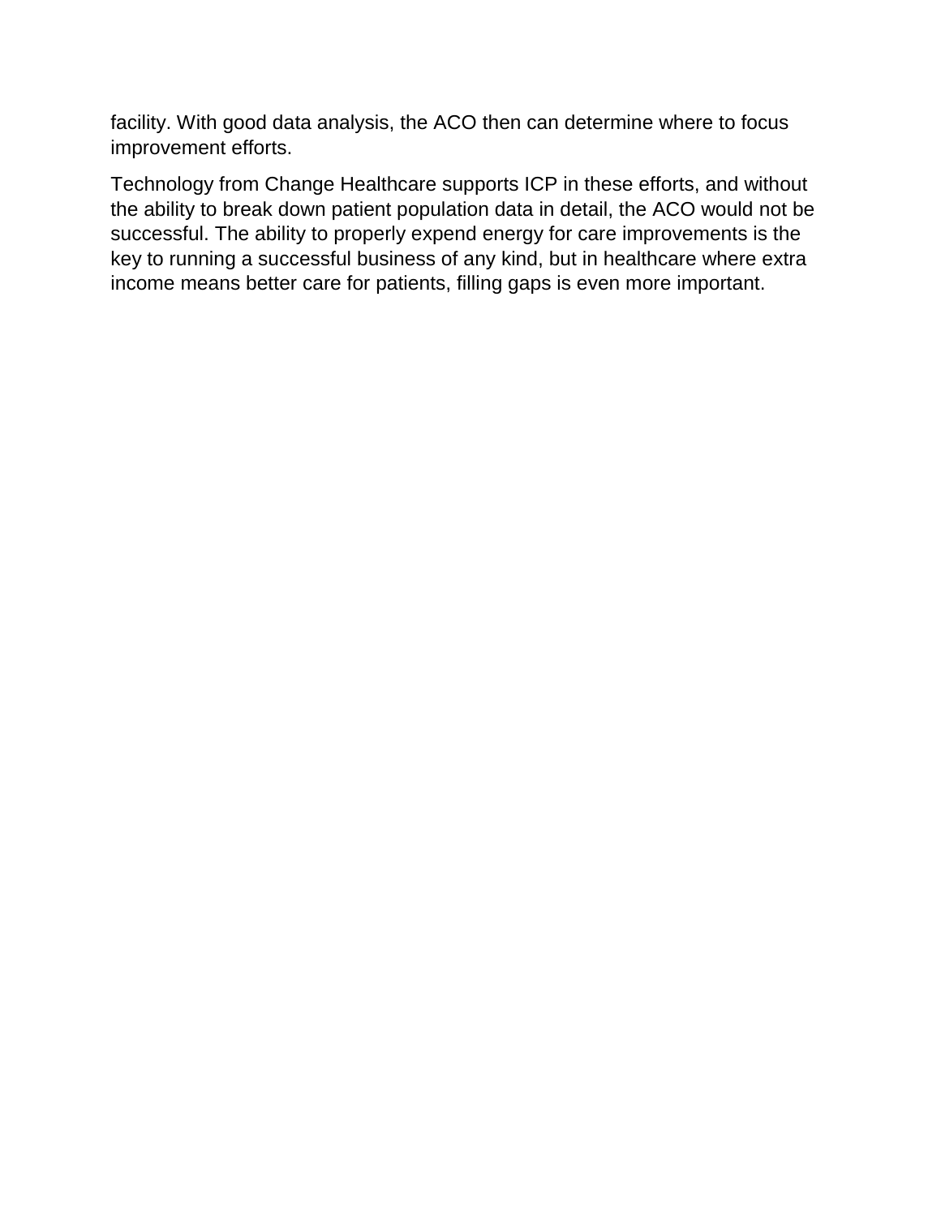facility. With good data analysis, the ACO then can determine where to focus improvement efforts.

Technology from Change Healthcare supports ICP in these efforts, and without the ability to break down patient population data in detail, the ACO would not be successful. The ability to properly expend energy for care improvements is the key to running a successful business of any kind, but in healthcare where extra income means better care for patients, filling gaps is even more important.